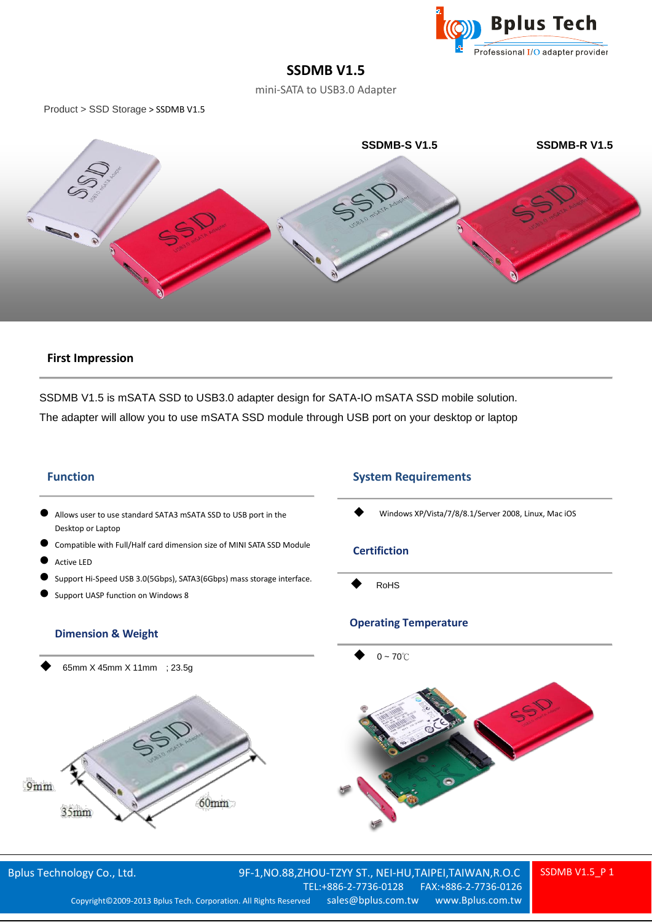# SSDMB V1.5

mini-SATA to USB3.0 Adapter

Product > SSD Storage > SSDMB V1.5

SSDMB-S V1.5 SSDMB-R V1.5

## First Impression

SSDMB V1.5 is mSATA SSD to USB3.0 adapter design for SATA-IO mSATA SSD mobile solution.
The adapter will allow you to use mSATA SSD module through USB port on your desktop or laptop

## Function

- Allows user to use standard SATA3 mSATA SSD to USB port in the Desktop or Laptop
- Compatible with Full/Half card dimension size of MINI SATA SSD Module
- Active LED
- Support Hi-Speed USB 3.0(5Gbps), SATA3(6Gbps) mass storage interface.
- Support UASP function on Windows 8

## Dimension & Weight

- 65mm X 45mm X 11mm ; 23.5g

## System Requirements

- Windows XP/Vista/7/8/8.1/Server 2008, Linux, Mac iOS

## Certifiction

- RoHS

## Operating Temperature

- 0 ~ 70℃

9mm
35mm
60mm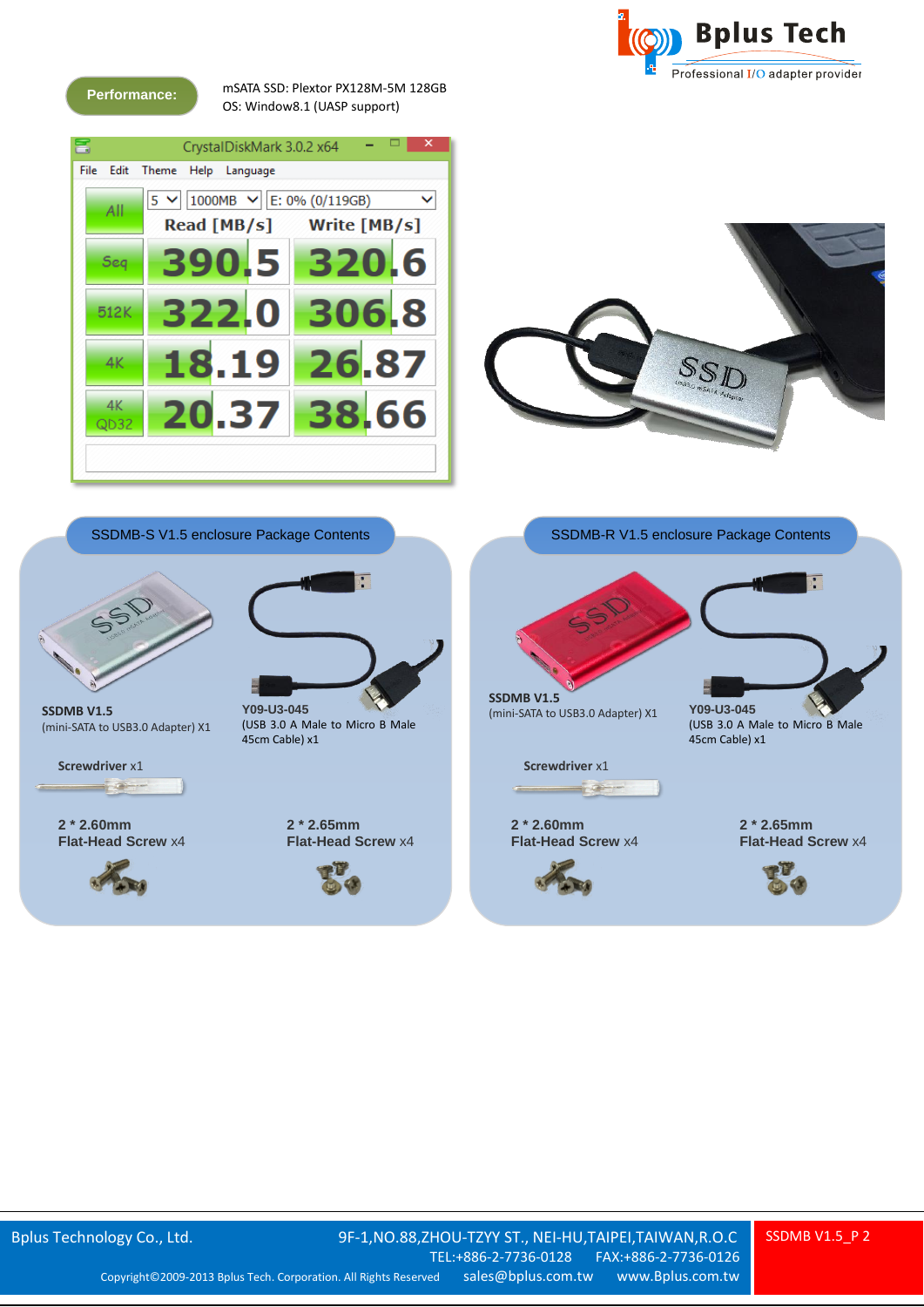**Performance:**

mSATA SSD: Plextor PX128M-5M 128GB
OS: Window8.1 (UASP support)

CrystalDiskMark 3.0.2 x64

| | Read [MB/s] | Write [MB/s] |
|---|---|---|
| Seq | 390.5 | 320.6 |
| 512K | 322.0 | 306.8 |
| 4K | 18.19 | 26.87 |
| 4K QD32 | 20.37 | 38.66 |

## SSDMB-S V1.5 enclosure Package Contents

**SSDMB V1.5**
(mini-SATA to USB3.0 Adapter) X1

**Y09-U3-045**
(USB 3.0 A Male to Micro B Male 45cm Cable) x1

**Screwdriver** x1

**2 * 2.60mm**
**Flat-Head Screw** x4

**2 * 2.65mm**
**Flat-Head Screw** x4

## SSDMB-R V1.5 enclosure Package Contents

**SSDMB V1.5**
(mini-SATA to USB3.0 Adapter) X1

**Y09-U3-045**
(USB 3.0 A Male to Micro B Male 45cm Cable) x1

**Screwdriver** x1

**2 * 2.60mm**
**Flat-Head Screw** x4

**2 * 2.65mm**
**Flat-Head Screw** x4